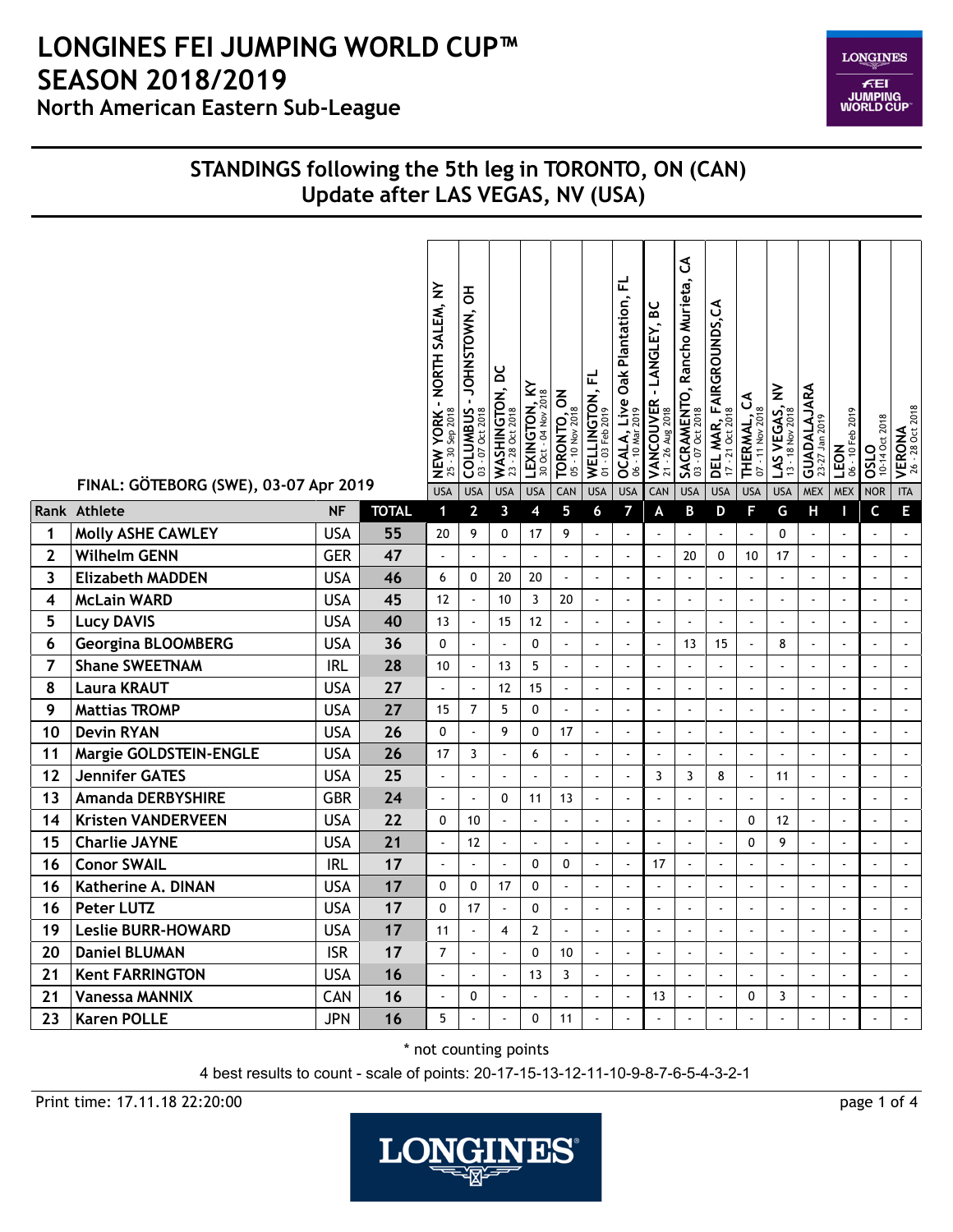# LONGINES FEI JUMPING WORLD CUP™ SEASON 2018/2019

## North American Eastern Sub-League

## STANDINGS following the 5th leg in TORONTO, ON (CAN)
## Update after LAS VEGAS, NV (USA)

FINAL: GÖTEBORG (SWE), 03-07 Apr 2019

| Rank | Athlete | NF | TOTAL | NEW YORK - NORTH SALEM, NY 25 - 30 Sep 2018 USA 1 | COLUMBUS - JOHNSTOWN, OH 03 - 07 Oct 2018 USA 2 | WASHINGTON, DC 23 - 28 Oct 2018 USA 3 | LEXINGTON, KY 30 Oct - 04 Nov 2018 USA 4 | TORONTO, ON 05 - 10 Nov 2018 CAN 5 | WELLINGTON, FL 01 - 03 Feb 2019 USA 6 | OCALA, Live Oak Plantation, FL 06 - 10 Mar 2019 USA 7 | VANCOUVER - LANGLEY, BC 21 - 26 Aug 2018 CAN A | SACRAMENTO, Rancho Murieta, CA 03 - 07 Oct 2018 USA B | DEL MAR, FAIRGROUNDS,CA 17 - 21 Oct 2018 USA D | THERMAL, CA 07 - 11 Nov 2018 USA F | LAS VEGAS, NV 13 - 18 Nov 2018 USA G | GUADALAJARA 23-27 Jan 2019 MEX H | LEON 06 - 10 Feb 2019 MEX I | OSLO 10-14 Oct 2018 NOR C | VERONA 26 - 28 Oct 2018 ITA E |
|---|---|---|---|---|---|---|---|---|---|---|---|---|---|---|---|---|---|---|---|
| 1 | Molly ASHE CAWLEY | USA | 55 | 20 | 9 | 0 | 17 | 9 | - | - | - | - | - | - | 0 | - | - | - | - |
| 2 | Wilhelm GENN | GER | 47 | - | - | - | - | - | - | - | - | 20 | 0 | 10 | 17 | - | - | - | - |
| 3 | Elizabeth MADDEN | USA | 46 | 6 | 0 | 20 | 20 | - | - | - | - | - | - | - | - | - | - | - | - |
| 4 | McLain WARD | USA | 45 | 12 | - | 10 | 3 | 20 | - | - | - | - | - | - | - | - | - | - | - |
| 5 | Lucy DAVIS | USA | 40 | 13 | - | 15 | 12 | - | - | - | - | - | - | - | - | - | - | - | - |
| 6 | Georgina BLOOMBERG | USA | 36 | 0 | - | - | 0 | - | - | - | - | 13 | 15 | - | 8 | - | - | - | - |
| 7 | Shane SWEETNAM | IRL | 28 | 10 | - | 13 | 5 | - | - | - | - | - | - | - | - | - | - | - | - |
| 8 | Laura KRAUT | USA | 27 | - | - | 12 | 15 | - | - | - | - | - | - | - | - | - | - | - | - |
| 9 | Mattias TROMP | USA | 27 | 15 | 7 | 5 | 0 | - | - | - | - | - | - | - | - | - | - | - | - |
| 10 | Devin RYAN | USA | 26 | 0 | - | 9 | 0 | 17 | - | - | - | - | - | - | - | - | - | - | - |
| 11 | Margie GOLDSTEIN-ENGLE | USA | 26 | 17 | 3 | - | 6 | - | - | - | - | - | - | - | - | - | - | - | - |
| 12 | Jennifer GATES | USA | 25 | - | - | - | - | - | - | - | 3 | 3 | 8 | - | 11 | - | - | - | - |
| 13 | Amanda DERBYSHIRE | GBR | 24 | - | - | 0 | 11 | 13 | - | - | - | - | - | - | - | - | - | - | - |
| 14 | Kristen VANDERVEEN | USA | 22 | 0 | 10 | - | - | - | - | - | - | - | - | 0 | 12 | - | - | - | - |
| 15 | Charlie JAYNE | USA | 21 | - | 12 | - | - | - | - | - | - | - | - | 0 | 9 | - | - | - | - |
| 16 | Conor SWAIL | IRL | 17 | - | - | - | 0 | 0 | - | - | 17 | - | - | - | - | - | - | - | - |
| 16 | Katherine A. DINAN | USA | 17 | 0 | 0 | 17 | 0 | - | - | - | - | - | - | - | - | - | - | - | - |
| 16 | Peter LUTZ | USA | 17 | 0 | 17 | - | 0 | - | - | - | - | - | - | - | - | - | - | - | - |
| 19 | Leslie BURR-HOWARD | USA | 17 | 11 | - | 4 | 2 | - | - | - | - | - | - | - | - | - | - | - | - |
| 20 | Daniel BLUMAN | ISR | 17 | 7 | - | - | 0 | 10 | - | - | - | - | - | - | - | - | - | - | - |
| 21 | Kent FARRINGTON | USA | 16 | - | - | - | 13 | 3 | - | - | - | - | - | - | - | - | - | - | - |
| 21 | Vanessa MANNIX | CAN | 16 | - | 0 | - | - | - | - | - | 13 | - | - | 0 | 3 | - | - | - | - |
| 23 | Karen POLLE | JPN | 16 | 5 | - | - | 0 | 11 | - | - | - | - | - | - | - | - | - | - | - |

\* not counting points

4 best results to count - scale of points: 20-17-15-13-12-11-10-9-8-7-6-5-4-3-2-1

Print time: 17.11.18 22:20:00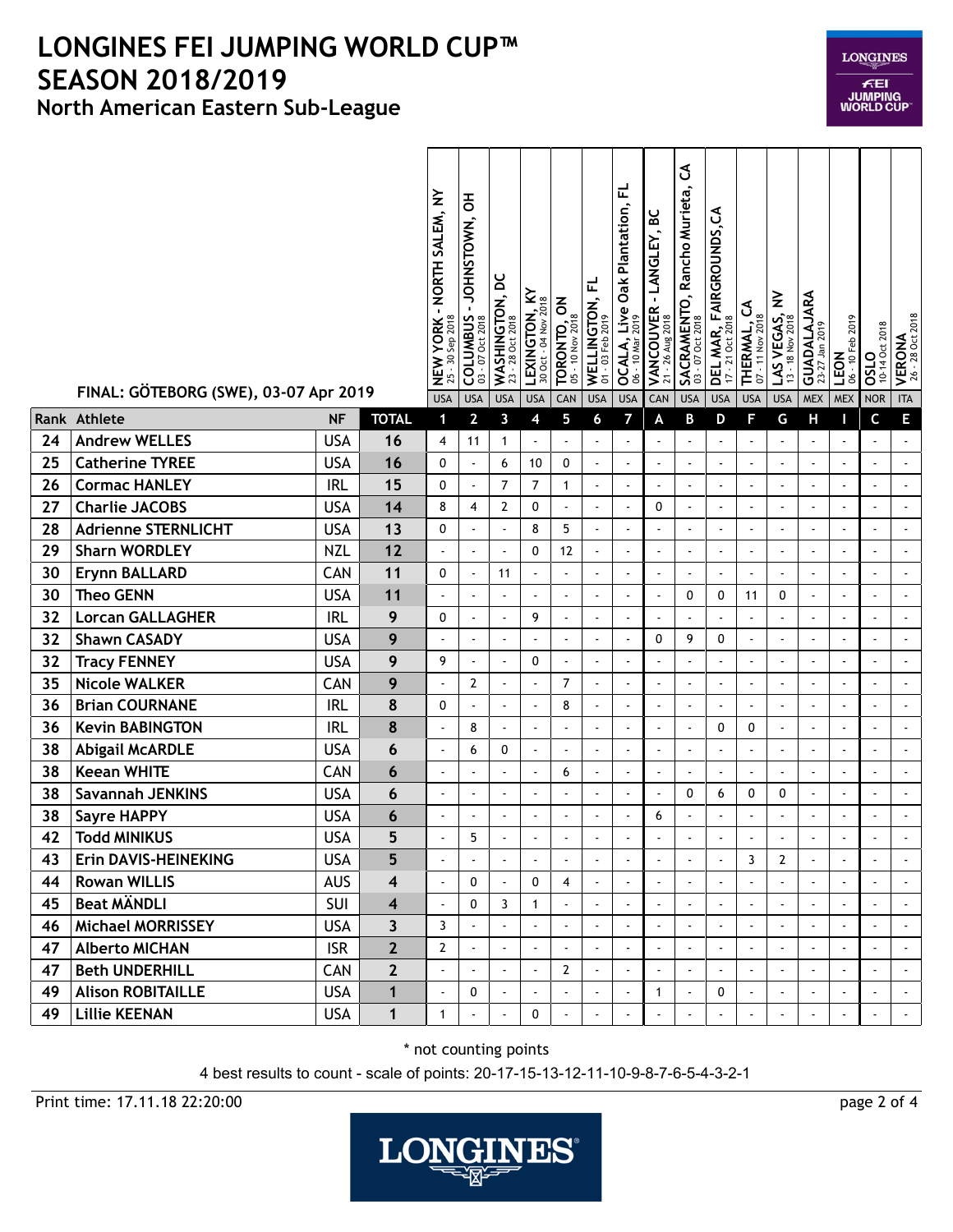# LONGINES FEI JUMPING WORLD CUP™ SEASON 2018/2019

## North American Eastern Sub-League

FINAL: GÖTEBORG (SWE), 03-07 Apr 2019

| Rank | Athlete | NF | TOTAL | NEW YORK - NORTH SALEM, NY 25 - 30 Sep 2018 USA | COLUMBUS - JOHNSTOWN, OH 03 - 07 Oct 2018 USA | WASHINGTON, DC 23 - 28 Oct 2018 USA | LEXINGTON, KY 30 Oct - 04 Nov 2018 USA | TORONTO, ON 05 - 10 Nov 2018 CAN | WELLINGTON, FL 01 - 03 Feb 2019 USA | OCALA, Live Oak Plantation, FL 06 - 10 Mar 2019 USA | VANCOUVER - LANGLEY, BC 21 - 26 Aug 2018 CAN | SACRAMENTO, Rancho Murieta, CA 03 - 07 Oct 2018 USA | DEL MAR, FAIRGROUNDS,CA 17 - 21 Oct 2018 USA | THERMAL, CA 07 - 11 Nov 2018 USA | LAS VEGAS, NV 13 - 18 Nov 2018 USA | GUADALAJARA 23-27 Jan 2019 MEX | LEON 06 - 10 Feb 2019 MEX | OSLO 10-14 Oct 2018 NOR | VERONA 26 - 28 Oct 2018 ITA |
|---|---|---|---|---|---|---|---|---|---|---|---|---|---|---|---|---|---|---|---|
| | | | | 1 | 2 | 3 | 4 | 5 | 6 | 7 | A | B | D | F | G | H | I | C | E |
| 24 | Andrew WELLES | USA | 16 | 4 | 11 | 1 | - | - | - | - | - | - | - | - | - | - | - | - | - |
| 25 | Catherine TYREE | USA | 16 | 0 | - | 6 | 10 | 0 | - | - | - | - | - | - | - | - | - | - | - |
| 26 | Cormac HANLEY | IRL | 15 | 0 | - | 7 | 7 | 1 | - | - | - | - | - | - | - | - | - | - | - |
| 27 | Charlie JACOBS | USA | 14 | 8 | 4 | 2 | 0 | - | - | - | 0 | - | - | - | - | - | - | - | - |
| 28 | Adrienne STERNLICHT | USA | 13 | 0 | - | - | 8 | 5 | - | - | - | - | - | - | - | - | - | - | - |
| 29 | Sharn WORDLEY | NZL | 12 | - | - | - | 0 | 12 | - | - | - | - | - | - | - | - | - | - | - |
| 30 | Erynn BALLARD | CAN | 11 | 0 | - | 11 | - | - | - | - | - | - | - | - | - | - | - | - | - |
| 30 | Theo GENN | USA | 11 | - | - | - | - | - | - | - | - | 0 | 0 | 11 | 0 | - | - | - | - |
| 32 | Lorcan GALLAGHER | IRL | 9 | 0 | - | - | 9 | - | - | - | - | - | - | - | - | - | - | - | - |
| 32 | Shawn CASADY | USA | 9 | - | - | - | - | - | - | - | 0 | 9 | 0 | - | - | - | - | - | - |
| 32 | Tracy FENNEY | USA | 9 | 9 | - | - | 0 | - | - | - | - | - | - | - | - | - | - | - | - |
| 35 | Nicole WALKER | CAN | 9 | - | 2 | - | - | 7 | - | - | - | - | - | - | - | - | - | - | - |
| 36 | Brian COURNANE | IRL | 8 | 0 | - | - | - | 8 | - | - | - | - | - | - | - | - | - | - | - |
| 36 | Kevin BABINGTON | IRL | 8 | - | 8 | - | - | - | - | - | - | - | 0 | 0 | - | - | - | - | - |
| 38 | Abigail McARDLE | USA | 6 | - | 6 | 0 | - | - | - | - | - | - | - | - | - | - | - | - | - |
| 38 | Keean WHITE | CAN | 6 | - | - | - | - | 6 | - | - | - | - | - | - | - | - | - | - | - |
| 38 | Savannah JENKINS | USA | 6 | - | - | - | - | - | - | - | - | 0 | 6 | 0 | 0 | - | - | - | - |
| 38 | Sayre HAPPY | USA | 6 | - | - | - | - | - | - | - | 6 | - | - | - | - | - | - | - | - |
| 42 | Todd MINIKUS | USA | 5 | - | 5 | - | - | - | - | - | - | - | - | - | - | - | - | - | - |
| 43 | Erin DAVIS-HEINEKING | USA | 5 | - | - | - | - | - | - | - | - | - | - | 3 | 2 | - | - | - | - |
| 44 | Rowan WILLIS | AUS | 4 | - | 0 | - | 0 | 4 | - | - | - | - | - | - | - | - | - | - | - |
| 45 | Beat MÄNDLI | SUI | 4 | - | 0 | 3 | 1 | - | - | - | - | - | - | - | - | - | - | - | - |
| 46 | Michael MORRISSEY | USA | 3 | 3 | - | - | - | - | - | - | - | - | - | - | - | - | - | - | - |
| 47 | Alberto MICHAN | ISR | 2 | 2 | - | - | - | - | - | - | - | - | - | - | - | - | - | - | - |
| 47 | Beth UNDERHILL | CAN | 2 | - | - | - | - | 2 | - | - | - | - | - | - | - | - | - | - | - |
| 49 | Alison ROBITAILLE | USA | 1 | - | 0 | - | - | - | - | - | 1 | - | 0 | - | - | - | - | - | - |
| 49 | Lillie KEENAN | USA | 1 | 1 | - | - | 0 | - | - | - | - | - | - | - | - | - | - | - | - |

\* not counting points

4 best results to count - scale of points: 20-17-15-13-12-11-10-9-8-7-6-5-4-3-2-1

Print time: 17.11.18 22:20:00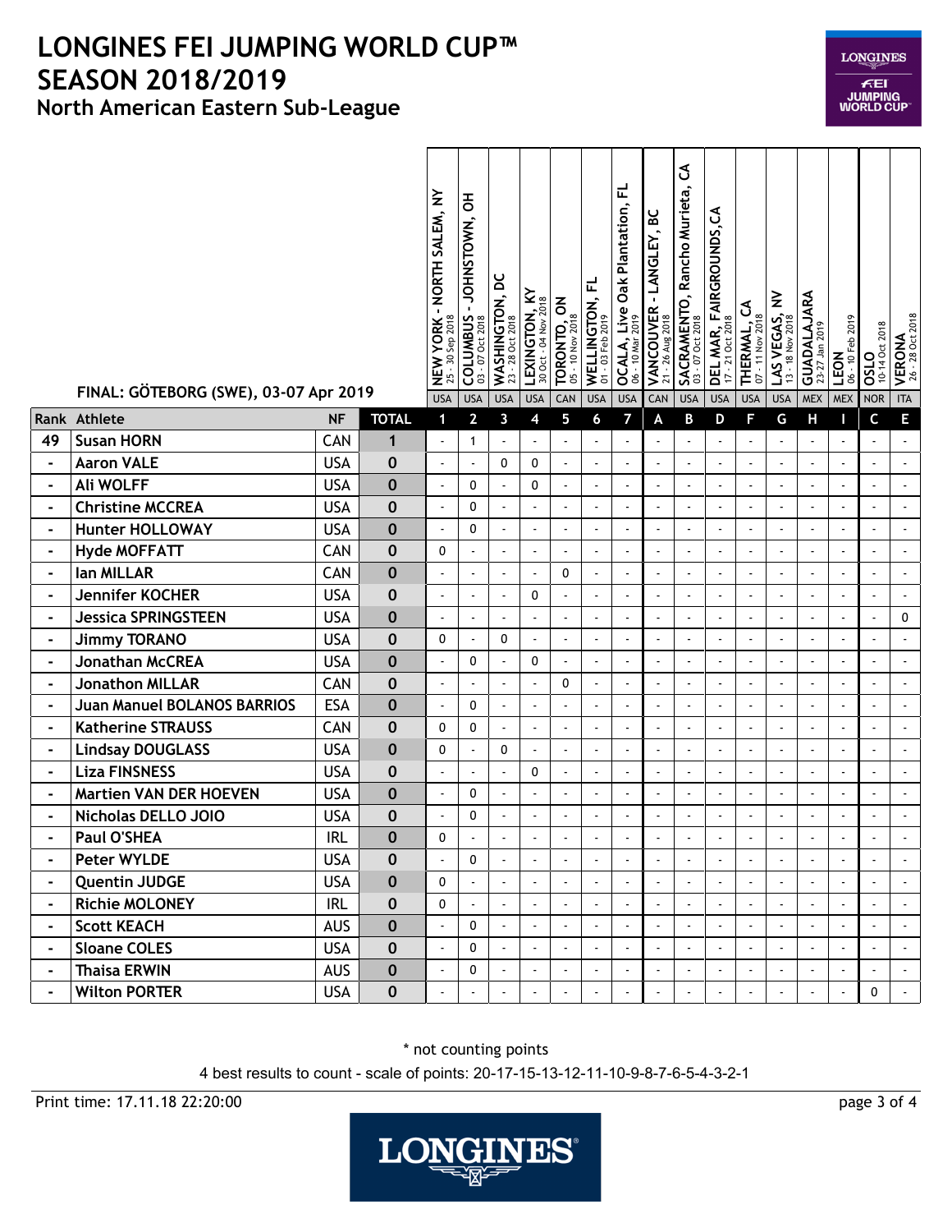# LONGINES FEI JUMPING WORLD CUP™ SEASON 2018/2019

## North American Eastern Sub-League

FINAL: GÖTEBORG (SWE), 03-07 Apr 2019

| Rank | Athlete | NF | TOTAL | NEW YORK - NORTH SALEM, NY 25 - 30 Sep 2018 USA | COLUMBUS - JOHNSTOWN, OH 03 - 07 Oct 2018 USA | WASHINGTON, DC 23 - 28 Oct 2018 USA | LEXINGTON, KY 30 Oct - 04 Nov 2018 USA | TORONTO, ON 05 - 10 Nov 2018 CAN | WELLINGTON, FL 01 - 03 Feb 2019 USA | OCALA, Live Oak Plantation, FL 06 - 10 Mar 2019 USA | VANCOUVER - LANGLEY, BC 21 - 26 Aug 2018 CAN | SACRAMENTO, Rancho Murieta, CA 03 - 07 Oct 2018 USA | DEL MAR, FAIRGROUNDS,CA 17 - 21 Oct 2018 USA | THERMAL, CA 07 - 11 Nov 2018 USA | LAS VEGAS, NV 13 - 18 Nov 2018 USA | GUADALAJARA 23-27 Jan 2019 MEX | LEON 06 - 10 Feb 2019 MEX | OSLO 10-14 Oct 2018 NOR | VERONA 26 - 28 Oct 2018 ITA |
|---|---|---|---|---|---|---|---|---|---|---|---|---|---|---|---|---|---|---|---|
| | | | | 1 | 2 | 3 | 4 | 5 | 6 | 7 | A | B | D | F | G | H | I | C | E |
| 49 | Susan HORN | CAN | 1 | - | 1 | - | - | - | - | - | - | - | - | - | - | - | - | - | - |
| - | Aaron VALE | USA | 0 | - | - | 0 | 0 | - | - | - | - | - | - | - | - | - | - | - | - |
| - | Ali WOLFF | USA | 0 | - | 0 | - | 0 | - | - | - | - | - | - | - | - | - | - | - | - |
| - | Christine MCCREA | USA | 0 | - | 0 | - | - | - | - | - | - | - | - | - | - | - | - | - | - |
| - | Hunter HOLLOWAY | USA | 0 | - | 0 | - | - | - | - | - | - | - | - | - | - | - | - | - | - |
| - | Hyde MOFFATT | CAN | 0 | 0 | - | - | - | - | - | - | - | - | - | - | - | - | - | - | - |
| - | Ian MILLAR | CAN | 0 | - | - | - | - | 0 | - | - | - | - | - | - | - | - | - | - | - |
| - | Jennifer KOCHER | USA | 0 | - | - | - | 0 | - | - | - | - | - | - | - | - | - | - | - | - |
| - | Jessica SPRINGSTEEN | USA | 0 | - | - | - | - | - | - | - | - | - | - | - | - | - | - | - | 0 |
| - | Jimmy TORANO | USA | 0 | 0 | - | 0 | - | - | - | - | - | - | - | - | - | - | - | - | - |
| - | Jonathan McCREA | USA | 0 | - | 0 | - | 0 | - | - | - | - | - | - | - | - | - | - | - | - |
| - | Jonathon MILLAR | CAN | 0 | - | - | - | - | 0 | - | - | - | - | - | - | - | - | - | - | - |
| - | Juan Manuel BOLANOS BARRIOS | ESA | 0 | - | 0 | - | - | - | - | - | - | - | - | - | - | - | - | - | - |
| - | Katherine STRAUSS | CAN | 0 | 0 | 0 | - | - | - | - | - | - | - | - | - | - | - | - | - | - |
| - | Lindsay DOUGLASS | USA | 0 | 0 | - | 0 | - | - | - | - | - | - | - | - | - | - | - | - | - |
| - | Liza FINSNESS | USA | 0 | - | - | - | 0 | - | - | - | - | - | - | - | - | - | - | - | - |
| - | Martien VAN DER HOEVEN | USA | 0 | - | 0 | - | - | - | - | - | - | - | - | - | - | - | - | - | - |
| - | Nicholas DELLO JOIO | USA | 0 | - | 0 | - | - | - | - | - | - | - | - | - | - | - | - | - | - |
| - | Paul O'SHEA | IRL | 0 | 0 | - | - | - | - | - | - | - | - | - | - | - | - | - | - | - |
| - | Peter WYLDE | USA | 0 | - | 0 | - | - | - | - | - | - | - | - | - | - | - | - | - | - |
| - | Quentin JUDGE | USA | 0 | 0 | - | - | - | - | - | - | - | - | - | - | - | - | - | - | - |
| - | Richie MOLONEY | IRL | 0 | 0 | - | - | - | - | - | - | - | - | - | - | - | - | - | - | - |
| - | Scott KEACH | AUS | 0 | - | 0 | - | - | - | - | - | - | - | - | - | - | - | - | - | - |
| - | Sloane COLES | USA | 0 | - | 0 | - | - | - | - | - | - | - | - | - | - | - | - | - | - |
| - | Thaisa ERWIN | AUS | 0 | - | 0 | - | - | - | - | - | - | - | - | - | - | - | - | - | - |
| - | Wilton PORTER | USA | 0 | - | - | - | - | - | - | - | - | - | - | - | - | - | - | 0 | - |

* not counting points

4 best results to count - scale of points: 20-17-15-13-12-11-10-9-8-7-6-5-4-3-2-1

Print time: 17.11.18 22:20:00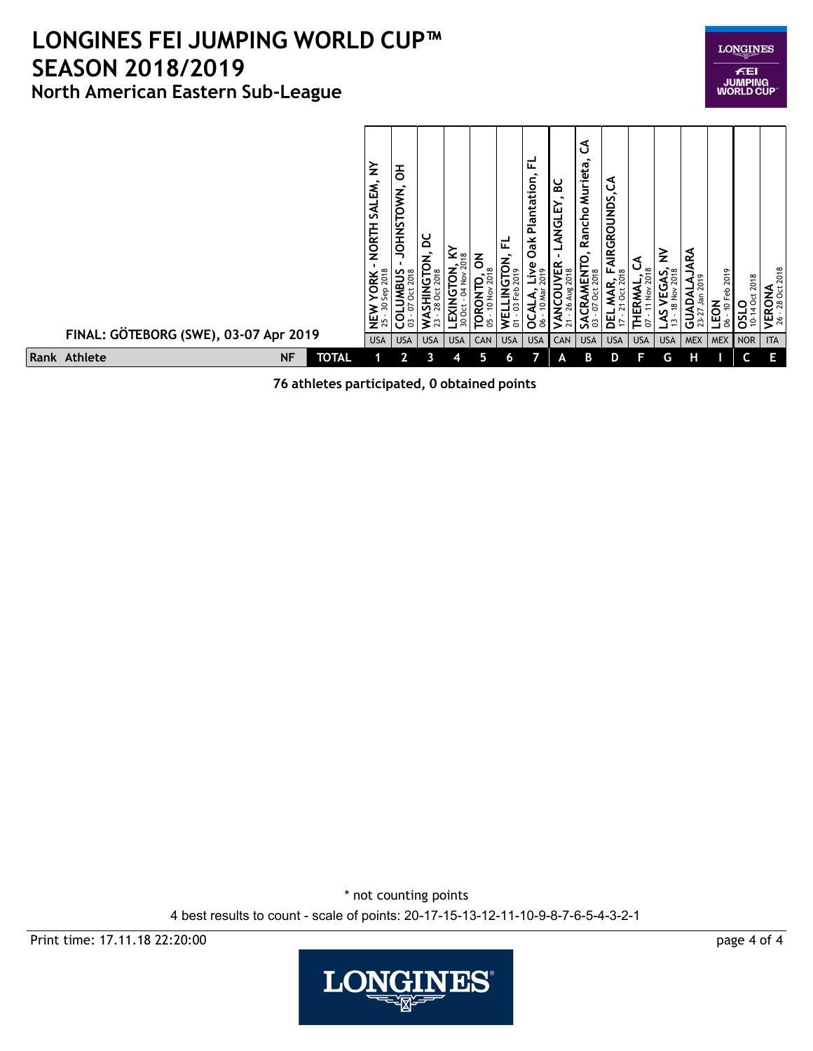# LONGINES FEI JUMPING WORLD CUP™ SEASON 2018/2019

## North American Eastern Sub-League

| | | | | NEW YORK - NORTH SALEM, NY 25 - 30 Sep 2018 | COLUMBUS - JOHNSTOWN, OH 03 - 07 Oct 2018 | WASHINGTON, DC 23 - 28 Oct 2018 | LEXINGTON, KY 30 Oct - 04 Nov 2018 | TORONTO, ON 05 - 10 Nov 2018 | WELLINGTON, FL 01 - 03 Feb 2019 | OCALA, Live Oak Plantation, FL 06 - 10 Mar 2019 | VANCOUVER - LANGLEY, BC 21 - 26 Aug 2018 | SACRAMENTO, Rancho Murieta, CA 03 - 07 Oct 2018 | DEL MAR, FAIRGROUNDS,CA 17 - 21 Oct 2018 | THERMAL, CA 07 - 11 Nov 2018 | LAS VEGAS, NV 13 - 18 Nov 2018 | GUADALAJARA 23-27 Jan 2019 | LEON 06 - 10 Feb 2019 | OSLO 10-14 Oct 2018 | VERONA 26 - 28 Oct 2018 |
|---|---|---|---|---|---|---|---|---|---|---|---|---|---|---|---|---|---|---|---|
| FINAL: GÖTEBORG (SWE), 03-07 Apr 2019 | | | | USA | USA | USA | USA | CAN | USA | USA | CAN | USA | USA | USA | USA | MEX | MEX | NOR | ITA |
| Rank | Athlete | NF | TOTAL | 1 | 2 | 3 | 4 | 5 | 6 | 7 | A | B | D | F | G | H | I | C | E |

**76 athletes participated, 0 obtained points**

\* not counting points

4 best results to count - scale of points: 20-17-15-13-12-11-10-9-8-7-6-5-4-3-2-1

Print time: 17.11.18 22:20:00